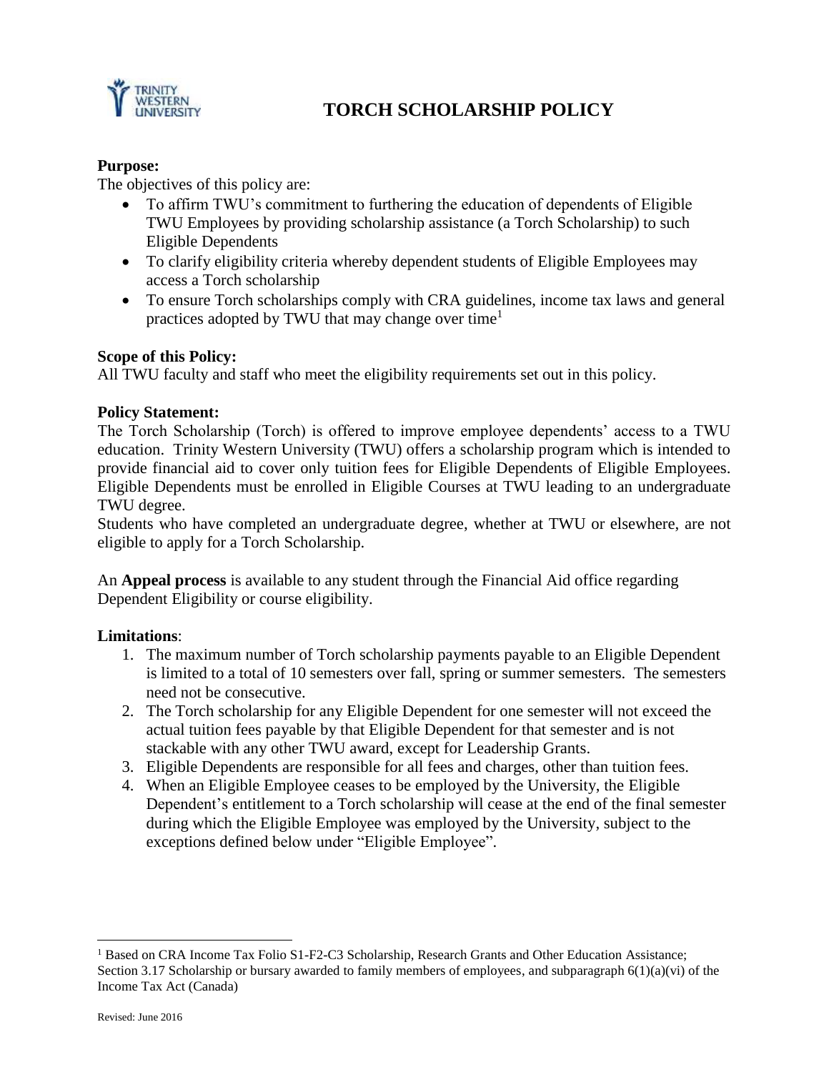# TORCH SCHOLARSHIP POLICY

**Purpose:**

The objectives of this policy are:

- To affirm TWU's commitment to furthering the education of dependents of Eligible TWU Employees by providing scholarship assistance (a Torch Scholarship) to such Eligible Dependents
- To clarify eligibility criteria whereby dependent students of Eligible Employees may access a Torch scholarship
- To ensure Torch scholarships comply with CRA guidelines, income tax laws and general practices adopted by TWU that may change over time[1]

**Scope of this Policy:**

All TWU faculty and staff who meet the eligibility requirements set out in this policy.

**Policy Statement:**

The Torch Scholarship (Torch) is offered to improve employee dependents' access to a TWU education. Trinity Western University (TWU) offers a scholarship program which is intended to provide financial aid to cover only tuition fees for Eligible Dependents of Eligible Employees. Eligible Dependents must be enrolled in Eligible Courses at TWU leading to an undergraduate TWU degree.

Students who have completed an undergraduate degree, whether at TWU or elsewhere, are not eligible to apply for a Torch Scholarship.

An **Appeal process** is available to any student through the Financial Aid office regarding Dependent Eligibility or course eligibility.

**Limitations**:

1. The maximum number of Torch scholarship payments payable to an Eligible Dependent is limited to a total of 10 semesters over fall, spring or summer semesters. The semesters need not be consecutive.
2. The Torch scholarship for any Eligible Dependent for one semester will not exceed the actual tuition fees payable by that Eligible Dependent for that semester and is not stackable with any other TWU award, except for Leadership Grants.
3. Eligible Dependents are responsible for all fees and charges, other than tuition fees.
4. When an Eligible Employee ceases to be employed by the University, the Eligible Dependent's entitlement to a Torch scholarship will cease at the end of the final semester during which the Eligible Employee was employed by the University, subject to the exceptions defined below under "Eligible Employee".

---

[1] Based on CRA Income Tax Folio S1-F2-C3 Scholarship, Research Grants and Other Education Assistance; Section 3.17 Scholarship or bursary awarded to family members of employees, and subparagraph 6(1)(a)(vi) of the Income Tax Act (Canada)

Revised: June 2016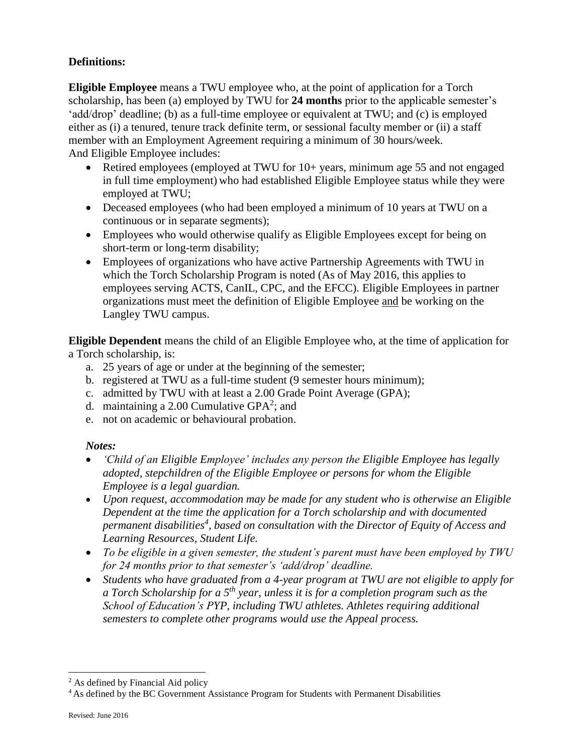**Definitions:**

**Eligible Employee** means a TWU employee who, at the point of application for a Torch scholarship, has been (a) employed by TWU for **24 months** prior to the applicable semester's 'add/drop' deadline; (b) as a full-time employee or equivalent at TWU; and (c) is employed either as (i) a tenured, tenure track definite term, or sessional faculty member or (ii) a staff member with an Employment Agreement requiring a minimum of 30 hours/week.
And Eligible Employee includes:

- Retired employees (employed at TWU for 10+ years, minimum age 55 and not engaged in full time employment) who had established Eligible Employee status while they were employed at TWU;
- Deceased employees (who had been employed a minimum of 10 years at TWU on a continuous or in separate segments);
- Employees who would otherwise qualify as Eligible Employees except for being on short-term or long-term disability;
- Employees of organizations who have active Partnership Agreements with TWU in which the Torch Scholarship Program is noted (As of May 2016, this applies to employees serving ACTS, CanIL, CPC, and the EFCC). Eligible Employees in partner organizations must meet the definition of Eligible Employee <u>and</u> be working on the Langley TWU campus.

**Eligible Dependent** means the child of an Eligible Employee who, at the time of application for a Torch scholarship, is:

a. 25 years of age or under at the beginning of the semester;
b. registered at TWU as a full-time student (9 semester hours minimum);
c. admitted by TWU with at least a 2.00 Grade Point Average (GPA);
d. maintaining a 2.00 Cumulative GPA[2]; and
e. not on academic or behavioural probation.

***Notes:***

- *'Child of an Eligible Employee' includes any person the Eligible Employee has legally adopted, stepchildren of the Eligible Employee or persons for whom the Eligible Employee is a legal guardian.*
- *Upon request, accommodation may be made for any student who is otherwise an Eligible Dependent at the time the application for a Torch scholarship and with documented permanent disabilities[4], based on consultation with the Director of Equity of Access and Learning Resources, Student Life.*
- *To be eligible in a given semester, the student's parent must have been employed by TWU for 24 months prior to that semester's 'add/drop' deadline.*
- *Students who have graduated from a 4-year program at TWU are not eligible to apply for a Torch Scholarship for a 5th year, unless it is for a completion program such as the School of Education's PYP, including TWU athletes. Athletes requiring additional semesters to complete other programs would use the Appeal process.*

[2] As defined by Financial Aid policy

[4] As defined by the BC Government Assistance Program for Students with Permanent Disabilities

Revised: June 2016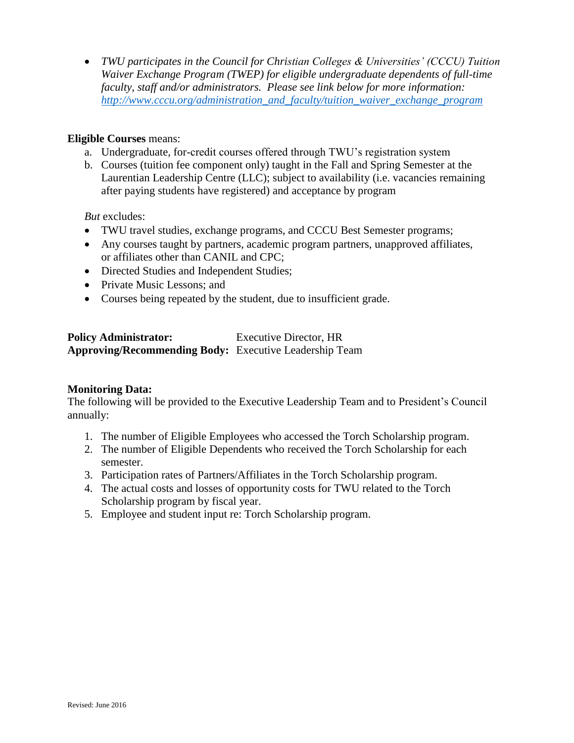- *TWU participates in the Council for Christian Colleges & Universities' (CCCU) Tuition Waiver Exchange Program (TWEP) for eligible undergraduate dependents of full-time faculty, staff and/or administrators. Please see link below for more information: [http://www.cccu.org/administration_and_faculty/tuition_waiver_exchange_program](http://www.cccu.org/administration_and_faculty/tuition_waiver_exchange_program)*

**Eligible Courses** means:

a. Undergraduate, for-credit courses offered through TWU's registration system
b. Courses (tuition fee component only) taught in the Fall and Spring Semester at the Laurentian Leadership Centre (LLC); subject to availability (i.e. vacancies remaining after paying students have registered) and acceptance by program

*But* excludes:

- TWU travel studies, exchange programs, and CCCU Best Semester programs;
- Any courses taught by partners, academic program partners, unapproved affiliates, or affiliates other than CANIL and CPC;
- Directed Studies and Independent Studies;
- Private Music Lessons; and
- Courses being repeated by the student, due to insufficient grade.

**Policy Administrator:** Executive Director, HR
**Approving/Recommending Body:** Executive Leadership Team

**Monitoring Data:**
The following will be provided to the Executive Leadership Team and to President's Council annually:

1. The number of Eligible Employees who accessed the Torch Scholarship program.
2. The number of Eligible Dependents who received the Torch Scholarship for each semester.
3. Participation rates of Partners/Affiliates in the Torch Scholarship program.
4. The actual costs and losses of opportunity costs for TWU related to the Torch Scholarship program by fiscal year.
5. Employee and student input re: Torch Scholarship program.

Revised: June 2016